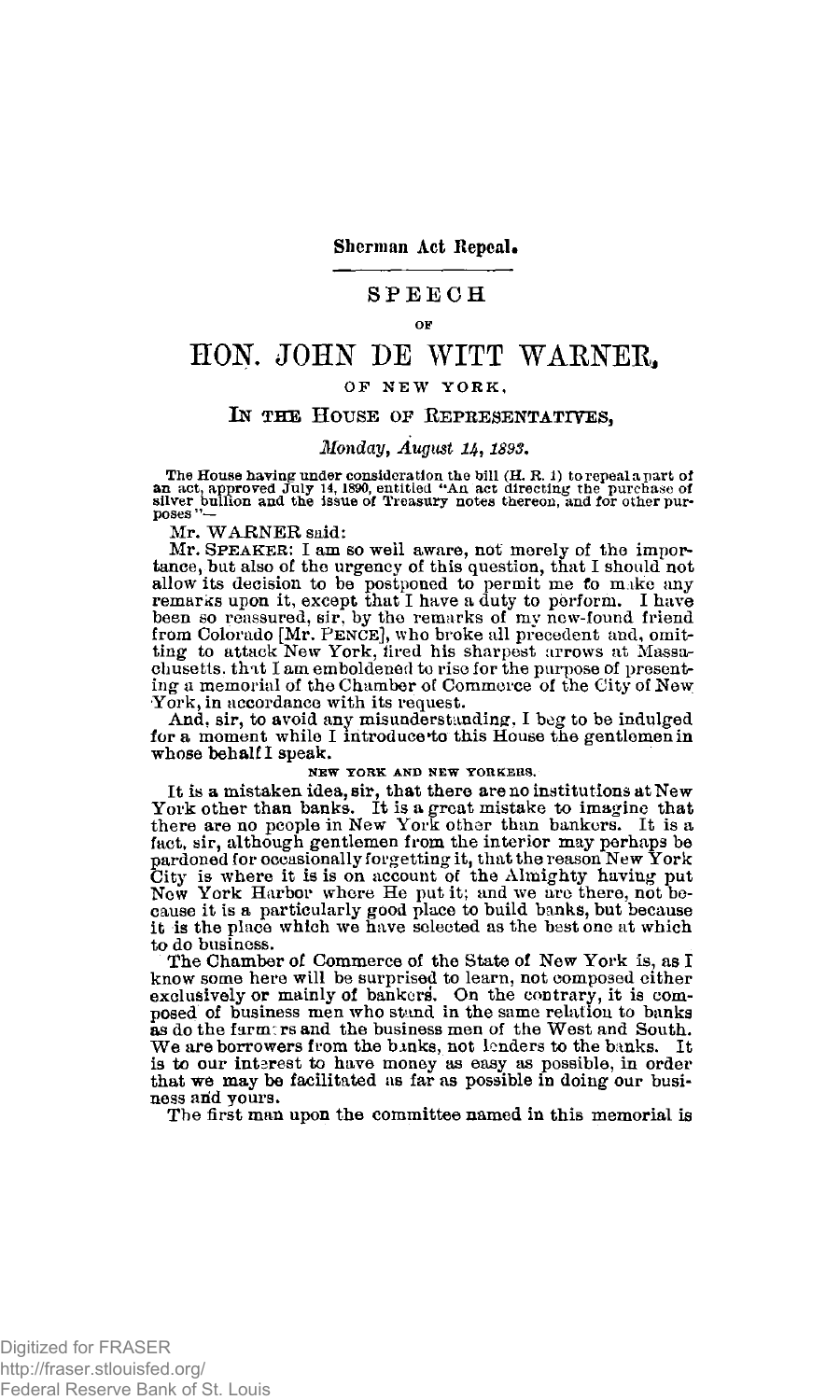**Sherman Act Repeal.**

# SPEECH

OF

# HON. JOHN DE WITT WARNER,

OF NEW YORK,

## IN THE HOUSE OF REPRESENTATIVES,

*Monday, August 14, 1893.*

The House having under consideration the bill (H. R. 1) to repeal a part of an act, approved July 14, 1890, entitled "An act directing the purchase of silver bullion and the issue of Treasury notes thereon, and for other purposes"—

Mr. WARNER said:

Mr. SPEAKER: I am so well aware, not merely of the importance, but also of the urgency of this question, that I should not allow its decision to be postponed to permit me to make any remarks upon it, except that I have a duty to perform. I have been so reassured, sir, by the remarks of my new-found friend from Colorado [Mr. PENCE], who broke all precedent and, omitting to attack New York, fired his sharpest arrows at Massachusetts, that I am emboldened to rise for the purpose of presenting a memorial of the Chamber of Commerce of the City of New York, in accordance with its request.

And, sir, to avoid any misunderstanding, I beg to be indulged for a moment while I introduce to this House the gentlemen in whose behalf I speak.

### NEW YORK AND NEW YORKERS.

It is a mistaken idea, sir, that there are no institutions at New York other than banks. It is a great mistake to imagine that there are no people in New York other than bankers. It is a fact, sir, although gentlemen from the interior may perhaps be pardoned for occasionally forgetting it, that the reason New York City is where it is is on account of the Almighty having put New York Harbor where He put it; and we are there, not because it is a particularly good place to build banks, but because it is the place which we have selected as the best one at which to do business.

The Chamber of Commerce of the State of New York is, as I know some here will be surprised to learn, not composed either exclusively or mainly of bankers. On the contrary, it is composed of business men who stand in the same relation to banks as do the farmers and the business men of the West and South. We are borrowers from the banks, not lenders to the banks. It is to our interest to have money as easy as possible, in order that we may be facilitated as far as possible in doing our business and yours.

The first man upon the committee named in this memorial is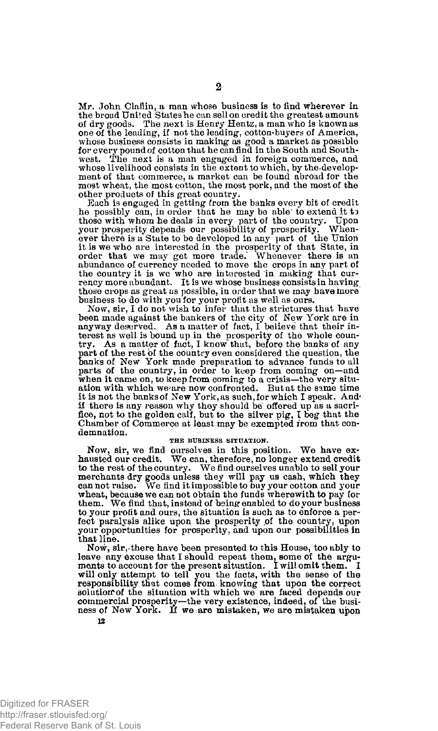Mr. John Claflin, a man whose business is to find wherever in the broad United States he can sell on credit the greatest amount of dry goods. The next is Henry Hentz, a man who is known as one of the leading, if not the leading, cotton-buyers of America, whose business consists in making as good a market as possible for every pound of cotton that he can find in the South and Southwest. The next is a man engaged in foreign commerce, and whose livelihood consists in the extent to which, by the development of that commerce, a market can be found abroad for the most wheat, the most cotton, the most pork, and the most of the other products of this great country.

Each is engaged in getting from the banks every bit of credit he possibly can, in order that he may be able to extend it to those with whom he deals in every part of the country. Upon your prosperity depends our possibility of prosperity. Whenever there is a State to be developed in any part of the Union it is we who are interested in the prosperity of that State, in order that we may get more trade. Whenever there is an abundance of currency needed to move the crops in any part of the country it is we who are interested in making that currency more abundant. It is we whose business consists in having those crops as great as possible, in order that we may have more business to do with you for your profit as well as ours.

Now, sir, I do not wish to infer that the strictures that have been made against the bankers of the city of New York are in anyway deserved. As a matter of fact, I believe that their interest as well is bound up in the prosperity of the whole country. As a matter of fact, I know that, before the banks of any part of the rest of the country even considered the question, the banks of New York made preparation to advance funds to all parts of the country, in order to keep from coming on—and when it came on, to keep from coming to a crisis—the very situation with which we are now confronted. But at the same time it is not the banks of New York, as such, for which I speak. And if there is any reason why they should be offered up as a sacrifice, not to the golden calf, but to the silver pig, I beg that the Chamber of Commerce at least may be exempted from that condemnation.

### THE BUSINESS SITUATION.

Now, sir, we find ourselves in this position. We have exhausted our credit. We can, therefore, no longer extend credit to the rest of the country. We find ourselves unable to sell your merchants dry goods unless they will pay us cash, which they can not raise. We find it impossible to buy your cotton and your wheat, because we can not obtain the funds wherewith to pay for them. We find that, instead of being enabled to do your business to your profit and ours, the situation is such as to enforce a perfect paralysis alike upon the prosperity of the country, upon your opportunities for prosperity, and upon our possibilities in that line.

Now, sir, there have been presented to this House, too ably to leave any excuse that I should repeat them, some of the arguments to account for the present situation. I will omit them. I will only attempt to tell you the facts, with the sense of the responsibility that comes from knowing that upon the correct solution of the situation with which we are faced depends our commercial prosperity—the very existence, indeed, of the business of New York. If we are mistaken, we are mistaken upon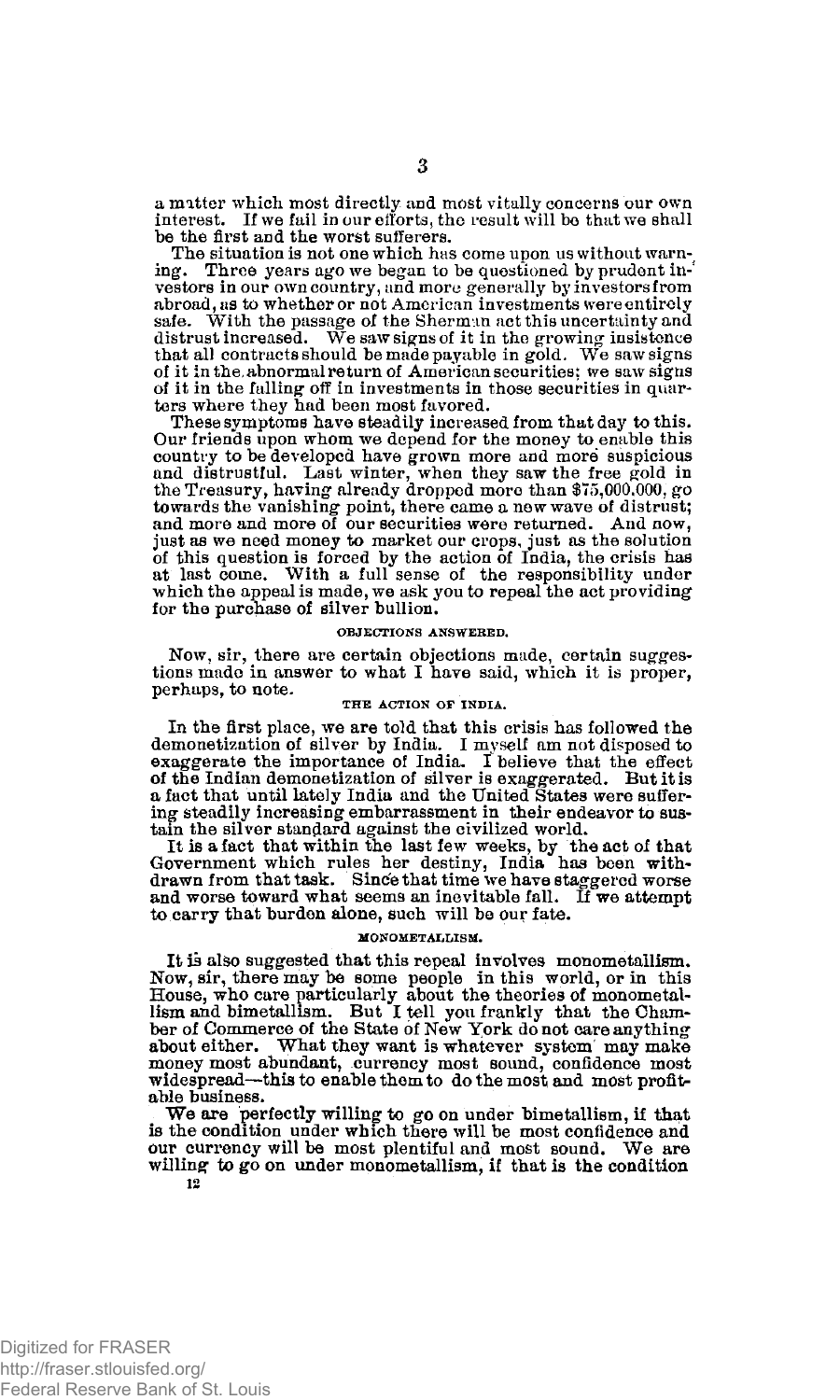a matter which most directly and most vitally concerns our own interest. If we fail in our efforts, the result will be that we shall be the first and the worst sufferers.

The situation is not one which has come upon us without warning. Three years ago we began to be questioned by prudent investors in our own country, and more generally by investors from abroad, as to whether or not American investments were entirely safe. With the passage of the Sherman act this uncertainty and distrust increased. We saw signs of it in the growing insistence that all contracts should be made payable in gold. We saw signs of it in the abnormal return of American securities; we saw signs of it in the falling off in investments in those securities in quarters where they had been most favored.

These symptoms have steadily increased from that day to this. Our friends upon whom we depend for the money to enable this country to be developed have grown more and more suspicious and distrustful. Last winter, when they saw the free gold in the Treasury, having already dropped more than $75,000,000, go towards the vanishing point, there came a new wave of distrust; and more and more of our securities were returned. And now, just as we need money to market our crops, just as the solution of this question is forced by the action of India, the crisis has at last come. With a full sense of the responsibility under which the appeal is made, we ask you to repeal the act providing for the purchase of silver bullion.

#### OBJECTIONS ANSWERED.

Now, sir, there are certain objections made, certain suggestions made in answer to what I have said, which it is proper, perhaps, to note.

#### THE ACTION OF INDIA.

In the first place, we are told that this crisis has followed the demonetization of silver by India. I myself am not disposed to exaggerate the importance of India. I believe that the effect of the Indian demonetization of silver is exaggerated. But it is a fact that until lately India and the United States were suffering steadily increasing embarrassment in their endeavor to sustain the silver standard against the civilized world.

It is a fact that within the last few weeks, by the act of that Government which rules her destiny, India has been withdrawn from that task. Since that time we have staggered worse and worse toward what seems an inevitable fall. If we attempt to carry that burden alone, such will be our fate.

#### MONOMETALLISM.

It is also suggested that this repeal involves monometallism. Now, sir, there may be some people in this world, or in this House, who care particularly about the theories of monometallism and bimetallism. But I tell you frankly that the Chamber of Commerce of the State of New York do not care anything about either. What they want is whatever system may make money most abundant, currency most sound, confidence most widespread—this to enable them to do the most and most profitable business.

We are perfectly willing to go on under bimetallism, if that is the condition under which there will be most confidence and our currency will be most plentiful and most sound. We are willing to go on under monometallism, if that is the condition

12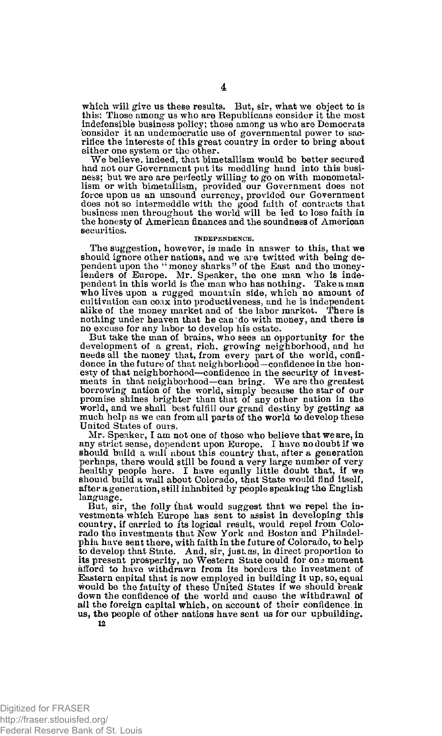which will give us these results. But, sir, what we object to is this: Those among us who are Republicans consider it the most indefensible business policy; those among us who are Democrats consider it an undemocratic use of governmental power to sacrifice the interests of this great country in order to bring about either one system or the other.

We believe, indeed, that bimetallism would be better secured had not our Government put its meddling hand into this business; but we are are perfectly willing to go on with monometallism or with bimetallism, provided our Government does not force upon us an unsound currency, provided our Government does not so intermeddle with the good faith of contracts that business men throughout the world will be led to lose faith in the honesty of American finances and the soundness of American securities.

### INDEPENDENCE.

The suggestion, however, is made in answer to this, that we should ignore other nations, and we are twitted with being dependent upon the "money sharks" of the East and the money-lenders of Europe. Mr. Speaker, the one man who is independent in this world is the man who has nothing. Take a man who lives upon a rugged mountain side, which no amount of cultivation can coax into productiveness, and he is independent alike of the money market and of the labor market. There is nothing under heaven that he can do with money, and there is no excuse for any labor to develop his estate.

But take the man of brains, who sees an opportunity for the development of a great, rich, growing neighborhood, and he needs all the money that, from every part of the world, confidence in the future of that neighborhood—confidence in the honesty of that neighborhood—confidence in the security of investments in that neighborhood—can bring. We are the greatest borrowing nation of the world, simply because the star of our promise shines brighter than that of any other nation in the world, and we shall best fulfill our grand destiny by getting as much help as we can from all parts of the world to develop these United States of ours.

Mr. Speaker, I am not one of those who believe that we are, in any strict sense, dependent upon Europe. I have no doubt if we should build a wall about this country that, after a generation perhaps, there would still be found a very large number of very healthy people here. I have equally little doubt that, if we should build a wall about Colorado, that State would find itself, after a generation, still inhabited by people speaking the English language.

But, sir, the folly that would suggest that we repel the investments which Europe has sent to assist in developing this country, if carried to its logical result, would repel from Colorado the investments that New York and Boston and Philadelphia have sent there, with faith in the future of Colorado, to help to develop that State. And, sir, just as, in direct proportion to its present prosperity, no Western State could for one moment afford to have withdrawn from its borders the investment of Eastern capital that is now employed in building it up, so, equal would be the fatuity of these United States if we should break down the confidence of the world and cause the withdrawal of all the foreign capital which, on account of their confidence in us, the people of other nations have sent us for our upbuilding.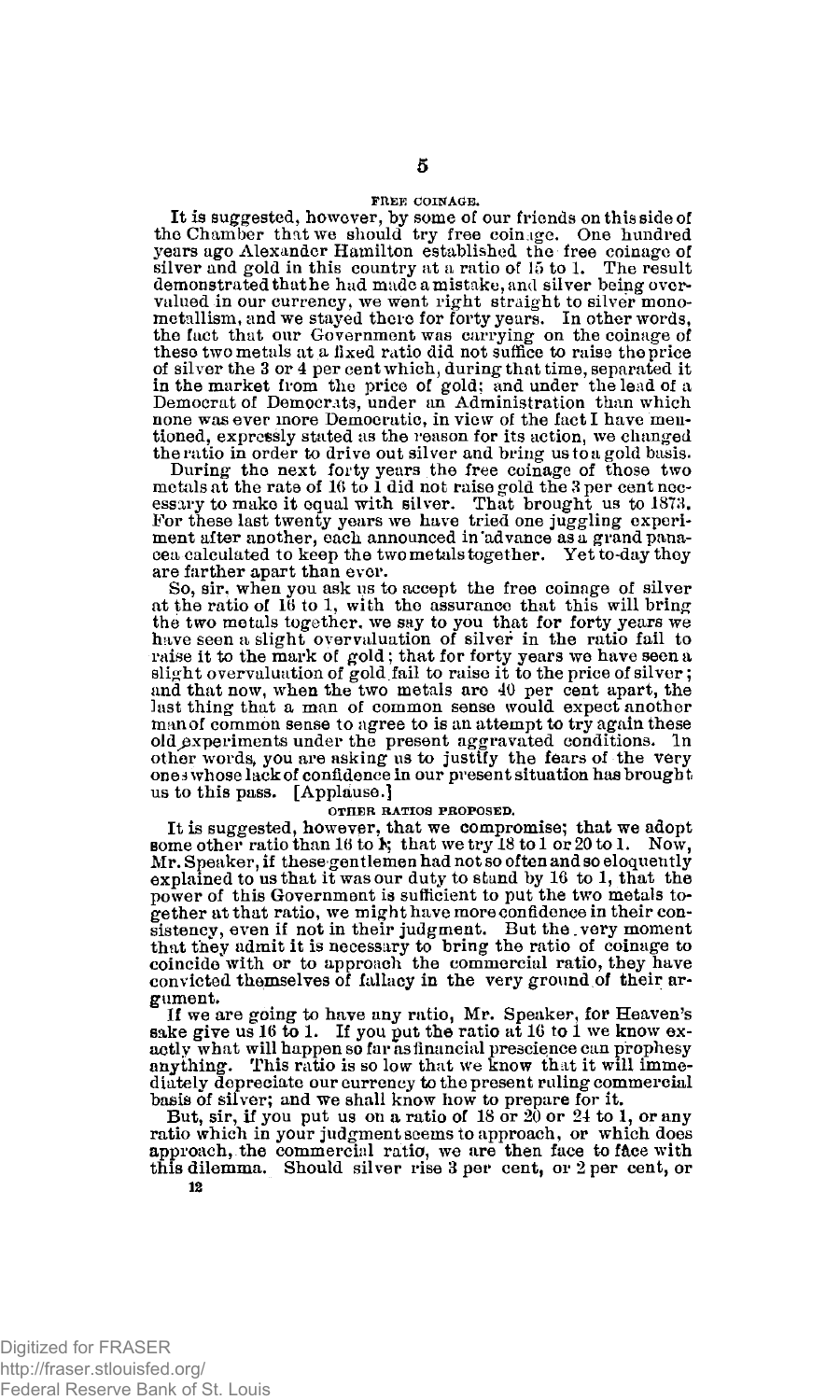### FREE COINAGE.

It is suggested, however, by some of our friends on this side of the Chamber that we should try free coinage. One hundred years ago Alexander Hamilton established the free coinage of silver and gold in this country at a ratio of 15 to 1. The result demonstrated that he had made a mistake, and silver being overvalued in our currency, we went right straight to silver monometallism, and we stayed there for forty years. In other words, the fact that our Government was carrying on the coinage of these two metals at a fixed ratio did not suffice to raise the price of silver the 3 or 4 per cent which, during that time, separated it in the market from the price of gold; and under the lead of a Democrat of Democrats, under an Administration than which none was ever more Democratic, in view of the fact I have mentioned, expressly stated as the reason for its action, we changed the ratio in order to drive out silver and bring us to a gold basis.

During the next forty years the free coinage of those two metals at the rate of 16 to 1 did not raise gold the 3 per cent necessary to make it equal with silver. That brought us to 1873. For these last twenty years we have tried one juggling experiment after another, each announced in advance as a grand panacea calculated to keep the two metals together. Yet to-day they are farther apart than ever.

So, sir, when you ask us to accept the free coinage of silver at the ratio of 16 to 1, with the assurance that this will bring the two metals together, we say to you that for forty years we have seen a slight overvaluation of silver in the ratio fail to raise it to the mark of gold; that for forty years we have seen a slight overvaluation of gold fail to raise it to the price of silver; and that now, when the two metals are 40 per cent apart, the last thing that a man of common sense would expect another man of common sense to agree to is an attempt to try again these old experiments under the present aggravated conditions. In other words, you are asking us to justify the fears of the very ones whose lack of confidence in our present situation has brought us to this pass. [Applause.]

### OTHER RATIOS PROPOSED.

It is suggested, however, that we compromise; that we adopt some other ratio than 16 to 1; that we try 18 to 1 or 20 to 1. Now, Mr. Speaker, if these gentlemen had not so often and so eloquently explained to us that it was our duty to stand by 16 to 1, that the power of this Government is sufficient to put the two metals together at that ratio, we might have more confidence in their consistency, even if not in their judgment. But the very moment that they admit it is necessary to bring the ratio of coinage to coincide with or to approach the commercial ratio, they have convicted themselves of fallacy in the very ground of their argument.

If we are going to have any ratio, Mr. Speaker, for Heaven's sake give us 16 to 1. If you put the ratio at 16 to 1 we know exactly what will happen so far as financial prescience can prophesy anything. This ratio is so low that we know that it will immediately depreciate our currency to the present ruling commercial basis of silver; and we shall know how to prepare for it.

But, sir, if you put us on a ratio of 18 or 20 or 24 to 1, or any ratio which in your judgment seems to approach, or which does approach, the commercial ratio, we are then face to face with this dilemma. Should silver rise 3 per cent, or 2 per cent, or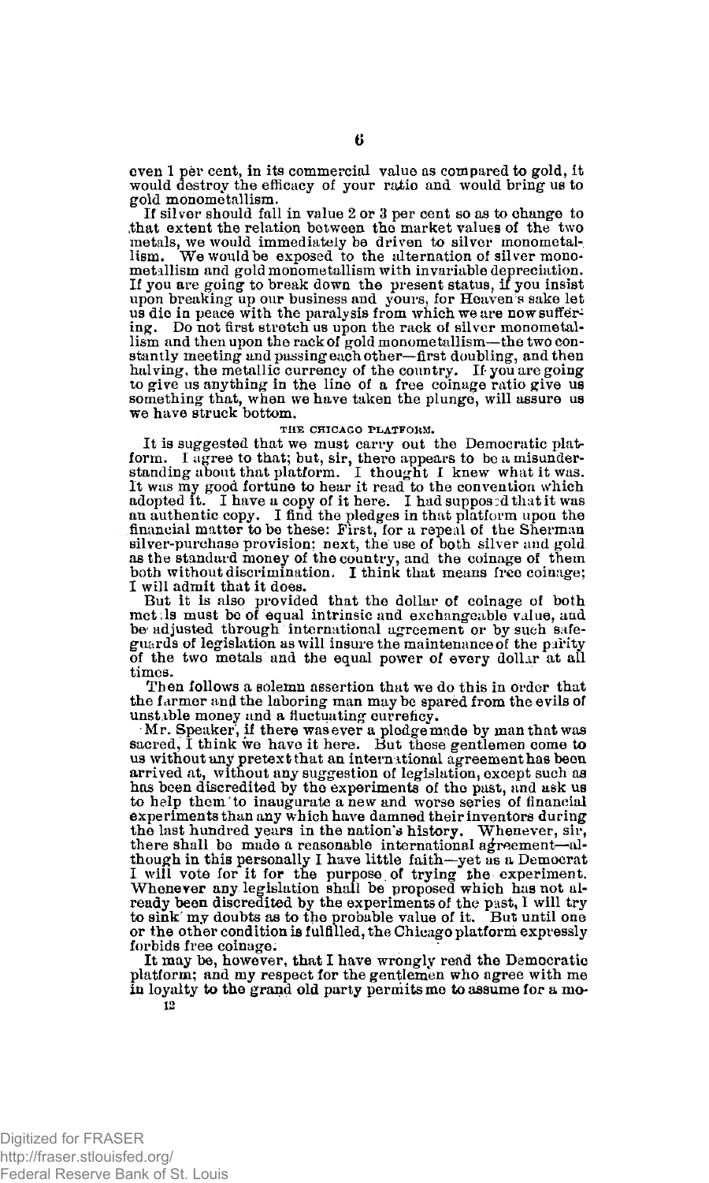even 1 per cent, in its commercial value as compared to gold, it would destroy the efficacy of your ratio and would bring us to gold monometallism.

If silver should fall in value 2 or 3 per cent so as to change to that extent the relation between the market values of the two metals, we would immediately be driven to silver monometallism. We would be exposed to the alternation of silver monometallism and gold monometallism with invariable depreciation. If you are going to break down the present status, if you insist upon breaking up our business and yours, for Heaven's sake let us die in peace with the paralysis from which we are now suffering. Do not first stretch us upon the rack of silver monometallism and then upon the rack of gold monometallism—the two constantly meeting and passing each other—first doubling, and then halving, the metallic currency of the country. If you are going to give us anything in the line of a free coinage ratio give us something that, when we have taken the plunge, will assure us we have struck bottom.

## THE CHICAGO PLATFORM.

It is suggested that we must carry out the Democratic platform. I agree to that; but, sir, there appears to be a misunderstanding about that platform. I thought I knew what it was. It was my good fortune to hear it read to the convention which adopted it. I have a copy of it here. I had supposed that it was an authentic copy. I find the pledges in that platform upon the financial matter to be these: First, for a repeal of the Sherman silver-purchase provision; next, the use of both silver and gold as the standard money of the country, and the coinage of them both without discrimination. I think that means free coinage; I will admit that it does.

But it is also provided that the dollar of coinage of both metals must be of equal intrinsic and exchangeable value, and be adjusted through international agreement or by such safeguards of legislation as will insure the maintenance of the parity of the two metals and the equal power of every dollar at all times.

Then follows a solemn assertion that we do this in order that the farmer and the laboring man may be spared from the evils of unstable money and a fluctuating currency.

Mr. Speaker, if there was ever a pledge made by man that was sacred, I think we have it here. But these gentlemen come to us without any pretext that an international agreement has been arrived at, without any suggestion of legislation, except such as has been discredited by the experiments of the past, and ask us to help them to inaugurate a new and worse series of financial experiments than any which have damned their inventors during the last hundred years in the nation's history. Whenever, sir, there shall be made a reasonable international agreement—although in this personally I have little faith—yet as a Democrat I will vote for it for the purpose of trying the experiment. Whenever any legislation shall be proposed which has not already been discredited by the experiments of the past, I will try to sink my doubts as to the probable value of it. But until one or the other condition is fulfilled, the Chicago platform expressly forbids free coinage.

It may be, however, that I have wrongly read the Democratic platform; and my respect for the gentlemen who agree with me in loyalty to the grand old party permits me to assume for a mo-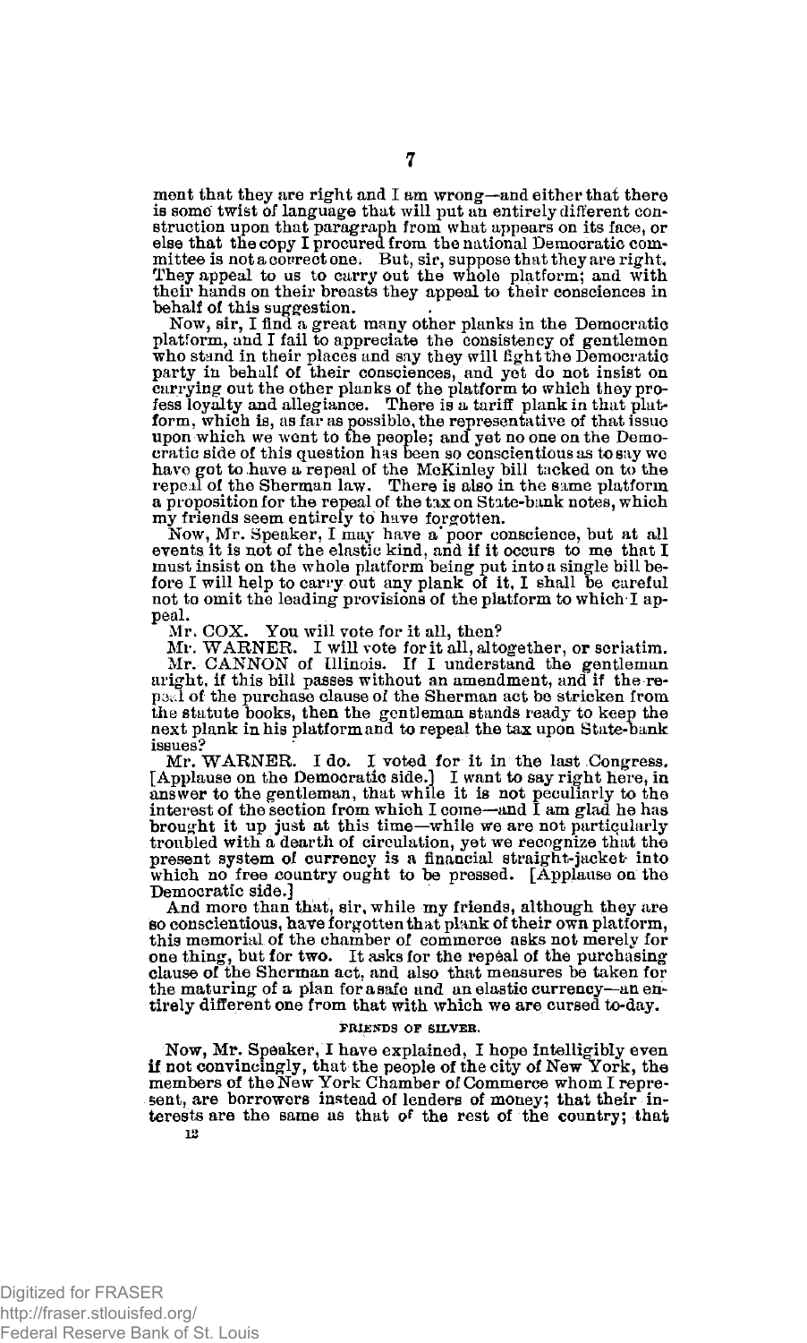ment that they are right and I am wrong—and either that there is some twist of language that will put an entirely different construction upon that paragraph from what appears on its face, or else that the copy I procured from the national Democratic committee is not a correct one. But, sir, suppose that they are right. They appeal to us to carry out the whole platform; and with their hands on their breasts they appeal to their consciences in behalf of this suggestion.

Now, sir, I find a great many other planks in the Democratic platform, and I fail to appreciate the consistency of gentlemen who stand in their places and say they will fight the Democratic party in behalf of their consciences, and yet do not insist on carrying out the other planks of the platform to which they profess loyalty and allegiance. There is a tariff plank in that platform, which is, as far as possible, the representative of that issue upon which we went to the people; and yet no one on the Democratic side of this question has been so conscientious as to say we have got to have a repeal of the McKinley bill tacked on to the repeal of the Sherman law. There is also in the same platform a proposition for the repeal of the tax on State-bank notes, which my friends seem entirely to have forgotten.

Now, Mr. Speaker, I may have a poor conscience, but at all events it is not of the elastic kind, and if it occurs to me that I must insist on the whole platform being put into a single bill before I will help to carry out any plank of it, I shall be careful not to omit the leading provisions of the platform to which I appeal.

Mr. COX. You will vote for it all, then?

Mr. WARNER. I will vote for it all, altogether, or seriatim.

Mr. CANNON of Illinois. If I understand the gentleman aright, if this bill passes without an amendment, and if the repeal of the purchase clause of the Sherman act be stricken from the statute books, then the gentleman stands ready to keep the next plank in his platform and to repeal the tax upon State-bank issues?

Mr. WARNER. I do. I voted for it in the last Congress. [Applause on the Democratic side.] I want to say right here, in answer to the gentleman, that while it is not peculiarly to the interest of the section from which I come—and I am glad he has brought it up just at this time—while we are not particularly troubled with a dearth of circulation, yet we recognize that the present system of currency is a financial straight-jacket into which no free country ought to be pressed. [Applause on the Democratic side.]

And more than that, sir, while my friends, although they are so conscientious, have forgotten that plank of their own platform, this memorial of the chamber of commerce asks not merely for one thing, but for two. It asks for the repeal of the purchasing clause of the Sherman act, and also that measures be taken for the maturing of a plan for a safe and an elastic currency—an entirely different one from that with which we are cursed to-day.

### FRIENDS OF SILVER.

Now, Mr. Speaker, I have explained, I hope intelligibly even if not convincingly, that the people of the city of New York, the members of the New York Chamber of Commerce whom I represent, are borrowers instead of lenders of money; that their interests are the same as that of the rest of the country; that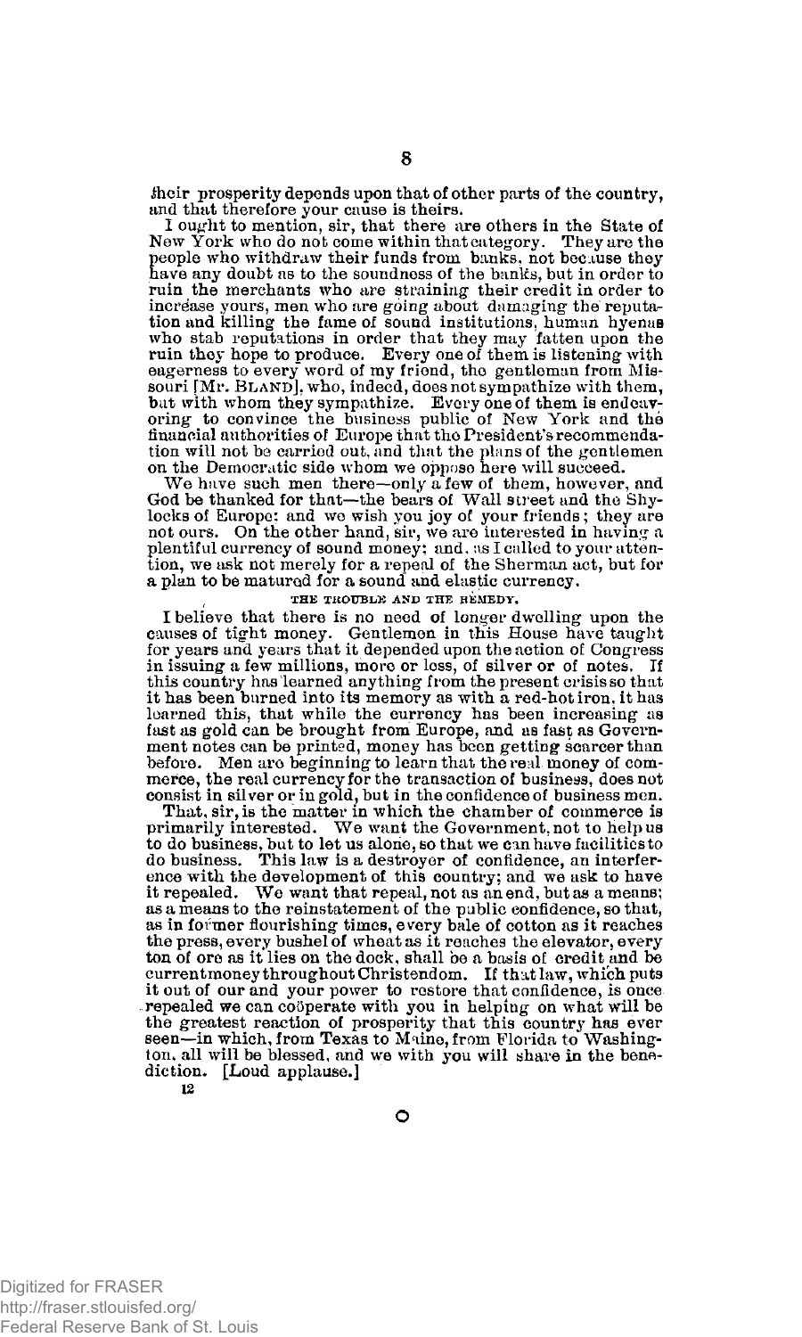their prosperity depends upon that of other parts of the country, and that therefore your cause is theirs.

I ought to mention, sir, that there are others in the State of New York who do not come within that category. They are the people who withdraw their funds from banks, not because they have any doubt as to the soundness of the banks, but in order to ruin the merchants who are straining their credit in order to increase yours, men who are going about damaging the reputation and killing the fame of sound institutions, human hyenas who stab reputations in order that they may fatten upon the ruin they hope to produce. Every one of them is listening with eagerness to every word of my friend, the gentleman from Missouri [Mr. BLAND], who, indeed, does not sympathize with them, but with whom they sympathize. Every one of them is endeavoring to convince the business public of New York and the financial authorities of Europe that the President's recommendation will not be carried out, and that the plans of the gentlemen on the Democratic side whom we oppose here will succeed.

We have such men there—only a few of them, however, and God be thanked for that—the bears of Wall street and the Shylocks of Europe: and we wish you joy of your friends; they are not ours. On the other hand, sir, we are interested in having a plentiful currency of sound money; and, as I called to your attention, we ask not merely for a repeal of the Sherman act, but for a plan to be matured for a sound and elastic currency.

### THE TROUBLE AND THE REMEDY.

I believe that there is no need of longer dwelling upon the causes of tight money. Gentlemen in this House have taught for years and years that it depended upon the action of Congress in issuing a few millions, more or less, of silver or of notes. If this country has learned anything from the present crisis so that it has been burned into its memory as with a red-hot iron, it has learned this, that while the currency has been increasing as fast as gold can be brought from Europe, and as fast as Government notes can be printed, money has been getting scarcer than before. Men are beginning to learn that the real money of commerce, the real currency for the transaction of business, does not consist in silver or in gold, but in the confidence of business men.

That, sir, is the matter in which the chamber of commerce is primarily interested. We want the Government, not to help us to do business, but to let us alone, so that we can have facilities to do business. This law is a destroyer of confidence, an interference with the development of this country; and we ask to have it repealed. We want that repeal, not as an end, but as a means; as a means to the reinstatement of the public confidence, so that, as in former flourishing times, every bale of cotton as it reaches the press, every bushel of wheat as it reaches the elevator, every ton of ore as it lies on the dock, shall be a basis of credit and be current money throughout Christendom. If that law, which puts it out of our and your power to restore that confidence, is once repealed we can coöperate with you in helping on what will be the greatest reaction of prosperity that this country has ever seen—in which, from Texas to Maine, from Florida to Washington, all will be blessed, and we with you will share in the benediction. [Loud applause.]

12

O